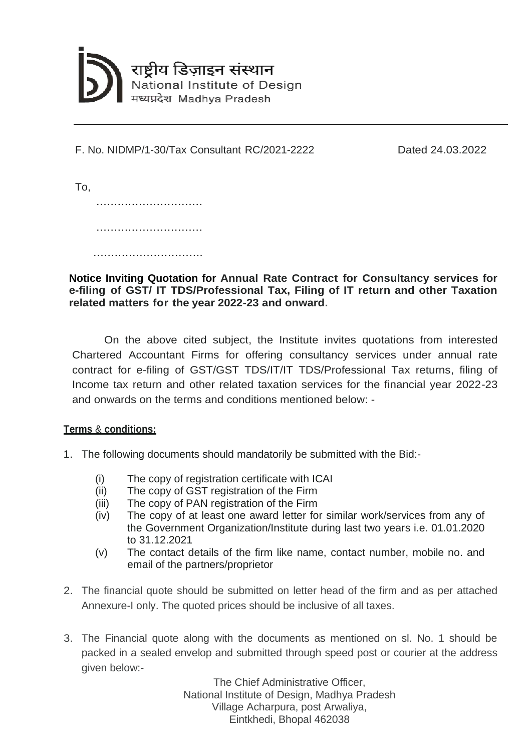राष्ट्रीय डिज़ाइन संस्थान
National Institute of Design
मध्यप्रदेश Madhya Pradesh

F. No. NIDMP/1-30/Tax Consultant RC/2021-2222 Dated 24.03.2022

To,

…………………………

…………………………

………………………….

**Notice Inviting Quotation for Annual Rate Contract for Consultancy services for e-filing of GST/ IT TDS/Professional Tax, Filing of IT return and other Taxation related matters for the year 2022-23 and onward.**

On the above cited subject, the Institute invites quotations from interested Chartered Accountant Firms for offering consultancy services under annual rate contract for e-filing of GST/GST TDS/IT/IT TDS/Professional Tax returns, filing of Income tax return and other related taxation services for the financial year 2022-23 and onwards on the terms and conditions mentioned below: -

**Terms & conditions:**

1. The following documents should mandatorily be submitted with the Bid:-
   - (i) The copy of registration certificate with ICAI
   - (ii) The copy of GST registration of the Firm
   - (iii) The copy of PAN registration of the Firm
   - (iv) The copy of at least one award letter for similar work/services from any of the Government Organization/Institute during last two years i.e. 01.01.2020 to 31.12.2021
   - (v) The contact details of the firm like name, contact number, mobile no. and email of the partners/proprietor
2. The financial quote should be submitted on letter head of the firm and as per attached Annexure-I only. The quoted prices should be inclusive of all taxes.
3. The Financial quote along with the documents as mentioned on sl. No. 1 should be packed in a sealed envelop and submitted through speed post or courier at the address given below:-

The Chief Administrative Officer,
National Institute of Design, Madhya Pradesh
Village Acharpura, post Arwaliya,
Eintkhedi, Bhopal 462038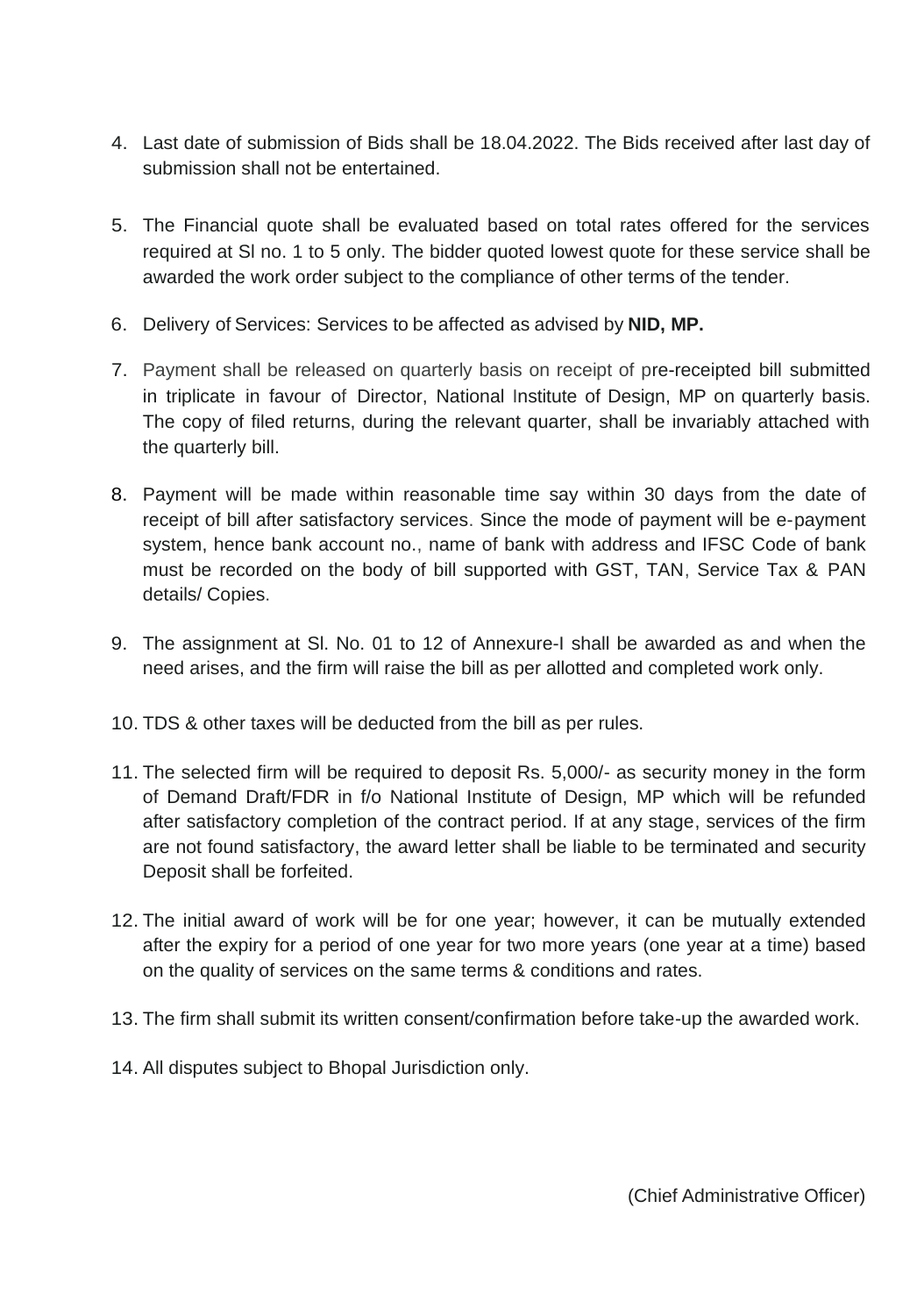4. Last date of submission of Bids shall be 18.04.2022. The Bids received after last day of submission shall not be entertained.

5. The Financial quote shall be evaluated based on total rates offered for the services required at Sl no. 1 to 5 only. The bidder quoted lowest quote for these service shall be awarded the work order subject to the compliance of other terms of the tender.

6. Delivery of Services: Services to be affected as advised by **NID, MP.**

7. Payment shall be released on quarterly basis on receipt of pre-receipted bill submitted in triplicate in favour of Director, National Institute of Design, MP on quarterly basis. The copy of filed returns, during the relevant quarter, shall be invariably attached with the quarterly bill.

8. Payment will be made within reasonable time say within 30 days from the date of receipt of bill after satisfactory services. Since the mode of payment will be e-payment system, hence bank account no., name of bank with address and IFSC Code of bank must be recorded on the body of bill supported with GST, TAN, Service Tax & PAN details/ Copies.

9. The assignment at Sl. No. 01 to 12 of Annexure-I shall be awarded as and when the need arises, and the firm will raise the bill as per allotted and completed work only.

10. TDS & other taxes will be deducted from the bill as per rules.

11. The selected firm will be required to deposit Rs. 5,000/- as security money in the form of Demand Draft/FDR in f/o National Institute of Design, MP which will be refunded after satisfactory completion of the contract period. If at any stage, services of the firm are not found satisfactory, the award letter shall be liable to be terminated and security Deposit shall be forfeited.

12. The initial award of work will be for one year; however, it can be mutually extended after the expiry for a period of one year for two more years (one year at a time) based on the quality of services on the same terms & conditions and rates.

13. The firm shall submit its written consent/confirmation before take-up the awarded work.

14. All disputes subject to Bhopal Jurisdiction only.

(Chief Administrative Officer)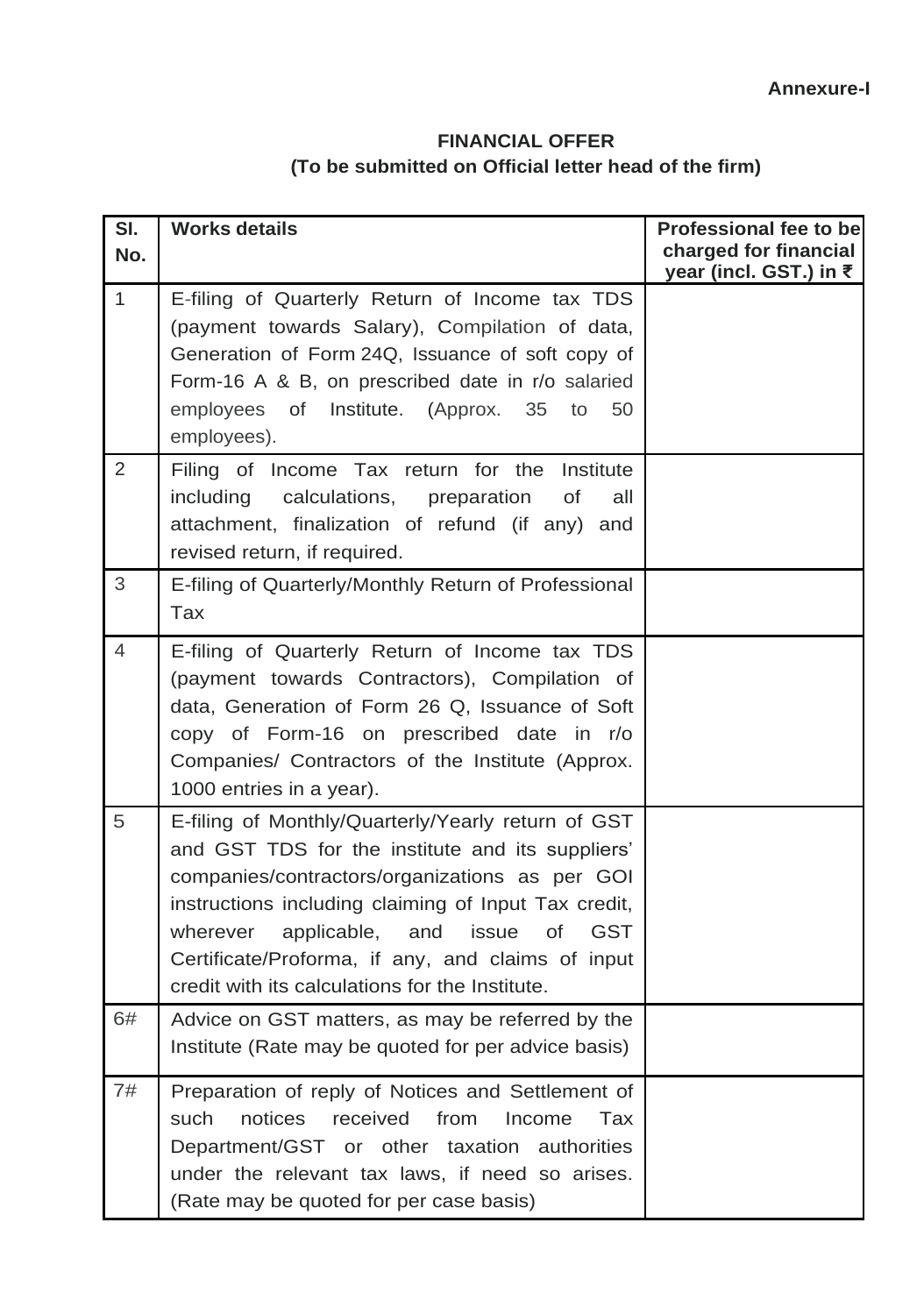**Annexure-I**

**FINANCIAL OFFER**
**(To be submitted on Official letter head of the firm)**

| Sl. No. | Works details | Professional fee to be charged for financial year (incl. GST.) in ₹ |
|---|---|---|
| 1 | E-filing of Quarterly Return of Income tax TDS (payment towards Salary), Compilation of data, Generation of Form 24Q, Issuance of soft copy of Form-16 A & B, on prescribed date in r/o salaried employees of Institute. (Approx. 35 to 50 employees). | |
| 2 | Filing of Income Tax return for the Institute including calculations, preparation of all attachment, finalization of refund (if any) and revised return, if required. | |
| 3 | E-filing of Quarterly/Monthly Return of Professional Tax | |
| 4 | E-filing of Quarterly Return of Income tax TDS (payment towards Contractors), Compilation of data, Generation of Form 26 Q, Issuance of Soft copy of Form-16 on prescribed date in r/o Companies/ Contractors of the Institute (Approx. 1000 entries in a year). | |
| 5 | E-filing of Monthly/Quarterly/Yearly return of GST and GST TDS for the institute and its suppliers' companies/contractors/organizations as per GOI instructions including claiming of Input Tax credit, wherever applicable, and issue of GST Certificate/Proforma, if any, and claims of input credit with its calculations for the Institute. | |
| 6# | Advice on GST matters, as may be referred by the Institute (Rate may be quoted for per advice basis) | |
| 7# | Preparation of reply of Notices and Settlement of such notices received from Income Tax Department/GST or other taxation authorities under the relevant tax laws, if need so arises. (Rate may be quoted for per case basis) | |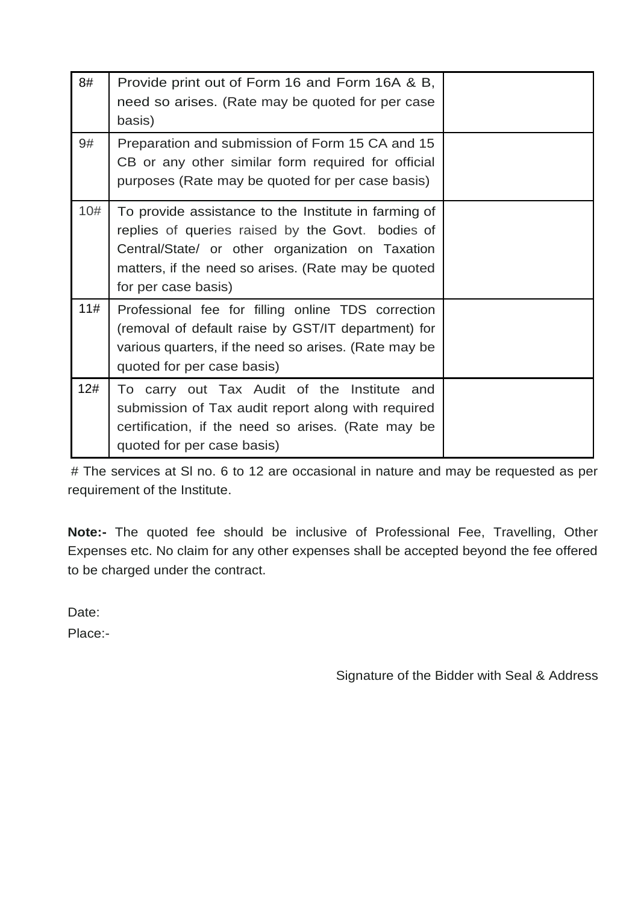| | | |
|---|---|---|
| 8# | Provide print out of Form 16 and Form 16A & B, need so arises. (Rate may be quoted for per case basis) | |
| 9# | Preparation and submission of Form 15 CA and 15 CB or any other similar form required for official purposes (Rate may be quoted for per case basis) | |
| 10# | To provide assistance to the Institute in farming of replies of queries raised by the Govt. bodies of Central/State/ or other organization on Taxation matters, if the need so arises. (Rate may be quoted for per case basis) | |
| 11# | Professional fee for filling online TDS correction (removal of default raise by GST/IT department) for various quarters, if the need so arises. (Rate may be quoted for per case basis) | |
| 12# | To carry out Tax Audit of the Institute and submission of Tax audit report along with required certification, if the need so arises. (Rate may be quoted for per case basis) | |

# The services at Sl no. 6 to 12 are occasional in nature and may be requested as per requirement of the Institute.

**Note:-** The quoted fee should be inclusive of Professional Fee, Travelling, Other Expenses etc. No claim for any other expenses shall be accepted beyond the fee offered to be charged under the contract.

Date:

Place:-

Signature of the Bidder with Seal & Address